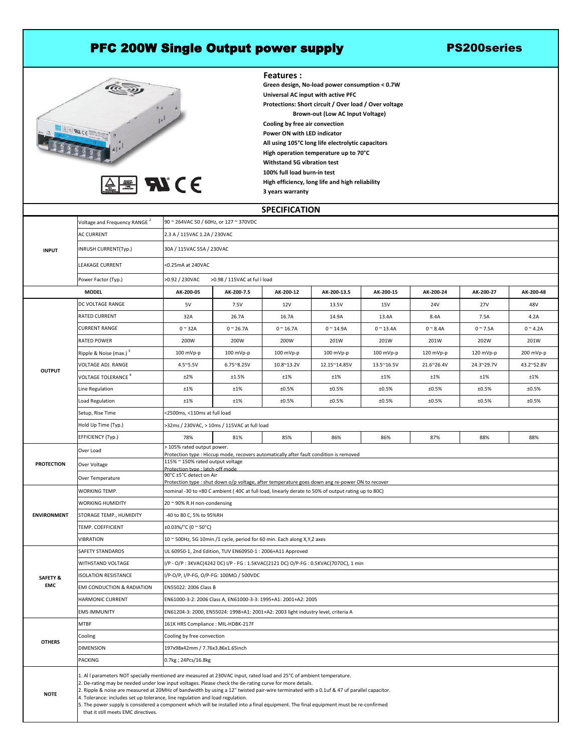# PFC 200W Single Output power supply

## PS200series

**Features :**

- Green design, No-load power consumption < 0.7W
- Universal AC input with active PFC
- Protections: Short circuit / Over load / Over voltage
  Brown-out (Low AC Input Voltage)
- Cooling by free air convection
- Power ON with LED indicator
- All using 105°C long life electrolytic capacitors
- High operation temperature up to 70°C
- Withstand 5G vibration test
- 100% full load burn-in test
- High efficiency, long life and high reliability
- 3 years warranty

## SPECIFICATION

| | | | | | | | | | |
|---|---|---|---|---|---|---|---|---|---|
| **INPUT** | Voltage and Frequency RANGE [2] | 90 ~ 264VAC 50 / 60Hz, or 127 ~ 370VDC | | | | | | | |
| | AC CURRENT | 2.3 A / 115VAC 1.2A / 230VAC | | | | | | | |
| | INRUSH CURRENT(Typ.) | 30A / 115VAC 55A / 230VAC | | | | | | | |
| | LEAKAGE CURRENT | <0.25mA at 240VAC | | | | | | | |
| | Power Factor (Typ.) | >0.92 / 230VAC   >0.98 / 115VAC at ful l load | | | | | | | |
| **MODEL** | | **AK-200-05** | **AK-200-7.5** | **AK-200-12** | **AK-200-13.5** | **AK-200-15** | **AK-200-24** | **AK-200-27** | **AK-200-48** |
| **OUTPUT** | DC VOLTAGE RANGE | 5V | 7.5V | 12V | 13.5V | 15V | 24V | 27V | 48V |
| | RATED CURRENT | 32A | 26.7A | 16.7A | 14.9A | 13.4A | 8.4A | 7.5A | 4.2A |
| | CURRENT RANGE | 0 ~ 32A | 0 ~ 26.7A | 0 ~ 16.7A | 0 ~ 14.9A | 0 ~ 13.4A | 0 ~ 8.4A | 0 ~ 7.5A | 0 ~ 4.2A |
| | RATED POWER | 200W | 200W | 200W | 201W | 201W | 201W | 202W | 201W |
| | Ripple & Noise (max.) [3] | 100 mVp-p | 100 mVp-p | 100 mVp-p | 100 mVp-p | 100 mVp-p | 120 mVp-p | 120 mVp-p | 200 mVp-p |
| | VOLTAGE ADJ. RANGE | 4.5~5.5V | 6.75~8.25V | 10.8~13.2V | 12.15~14.85V | 13.5~16.5V | 21.6~26.4V | 24.3~29.7V | 43.2~52.8V |
| | VOLTAGE TOLERANCE [4] | ±2% | ±1.5% | ±1% | ±1% | ±1% | ±1% | ±1% | ±1% |
| | Line Regulation | ±1% | ±1% | ±0.5% | ±0.5% | ±0.5% | ±0.5% | ±0.5% | ±0.5% |
| | Load Regulation | ±1% | ±1% | ±0.5% | ±0.5% | ±0.5% | ±0.5% | ±0.5% | ±0.5% |
| | Setup, Rise Time | <2500ms, <110ms at full load | | | | | | | |
| | Hold Up Time (Typ.) | >32ms / 230VAC, > 10ms / 115VAC at full load | | | | | | | |
| | EFFICIENCY (Typ.) | 78% | 81% | 85% | 86% | 86% | 87% | 88% | 88% |
| **PROTECTION** | Over Load | > 105% rated output power. Protection type : Hiccup mode, recovers automatically after fault condition is removed | | | | | | | |
| | Over Voltage | 115% ~ 150% rated output voltage Protection type : latch-off mode | | | | | | | |
| | Over Temperature | 90°C ±5°C detect on Air Protection type : shut down o/p voltage, after temperature goes down ang re-power ON to recover | | | | | | | |
| **ENVIRONMENT** | WORKING TEMP. | nominal -30 to +80 C ambient ( 40C at full load, linearly derate to 50% of output rating up to 80C) | | | | | | | |
| | WORKING HUMIDITY | 20 ~ 90% R.H non-condensing | | | | | | | |
| | STORAGE TEMP., HUMIDITY | -40 to 80 C, 5% to 95%RH | | | | | | | |
| | TEMP. COEFFICIENT | ±0.03%/°C (0 ~ 50°C) | | | | | | | |
| | VIBRATION | 10 ~ 500Hz, 5G 10min./1 cycle, period for 60 min. Each along X,Y,Z axes | | | | | | | |
| **SAFETY & EMC** | SAFETY STANDARDS | UL 60950-1, 2nd Edition, TUV EN60950-1 : 2006+A11 Approved | | | | | | | |
| | WITHSTAND VOLTAGE | I/P - O/P : 3KVAC(4242 DC) I/P - FG : 1.5KVAC(2121 DC) O/P-FG : 0.5KVAC(707DC), 1 min | | | | | | | |
| | ISOLATION RESISTANCE | I/P-O/P, I/P-FG, O/P-FG: 100MΩ / 500VDC | | | | | | | |
| | EMI CONDUCTION & RADIATION | EN55022: 2006 Class B | | | | | | | |
| | HARMONIC CURRENT | EN61000-3-2: 2006 Class A, EN61000-3-3: 1995+A1: 2001+A2: 2005 | | | | | | | |
| | EMS IMMUNITY | EN61204-3: 2000, EN55024: 1998+A1: 2001+A2: 2003 light industry level, criteria A | | | | | | | |
| **OTHERS** | MTBF | 161K HRS Compliance : MIL-HDBK-217F | | | | | | | |
| | Cooling | Cooling by free convection | | | | | | | |
| | DIMENSION | 197x98x42mm / 7.76x3.86x1.65inch | | | | | | | |
| | PACKING | 0.7kg ; 24Pcs/16.8kg | | | | | | | |

**NOTE**

1. Al l parameters NOT specially mentioned are measured at 230VAC input, rated load and 25°C of ambient temperature.
2. De-rating may be needed under low input voltages. Please check the de-rating curve for more details.
2. Ripple & noise are measured at 20MHz of bandwidth by using a 12" twisted pair-wire terminated with a 0.1uf & 47 uf parallel capacitor.
4. Tolerance: includes set up tolerance, line regulation and load regulation.
5. The power supply is considered a component which will be installed into a final equipment. The final equipment must be re-confirmed that it still meets EMC directives.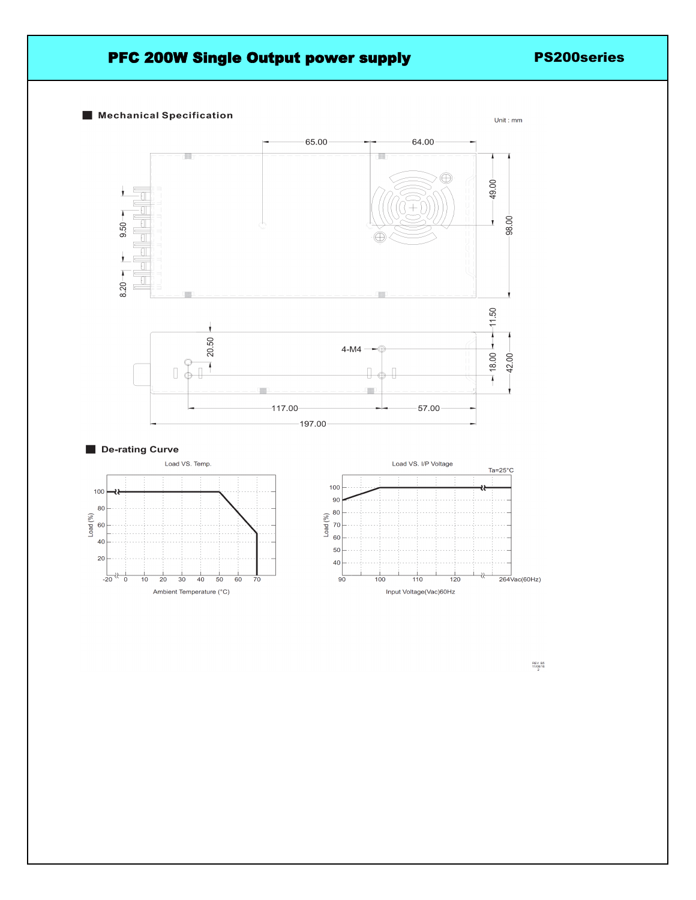# PFC 200W Single Output power supply

**PS200series**

## Mechanical Specification

Unit : mm

65.00
64.00
49.00
98.00
9.50
8.20
11.50
20.50
4-M4
18.00
42.00
117.00
57.00
197.00

## De-rating Curve

Load VS. Temp.

Load (%)

100
80
60
40
20

-20 0 10 20 30 40 50 60 70

Ambient Temperature (°C)

Load VS. I/P Voltage

Ta=25°C

Load (%)

100
90
80
70
60
50
40

90 100 110 120 264Vac(60Hz)

Input Voltage(Vac)60Hz

REV. B5
11/08/16
2